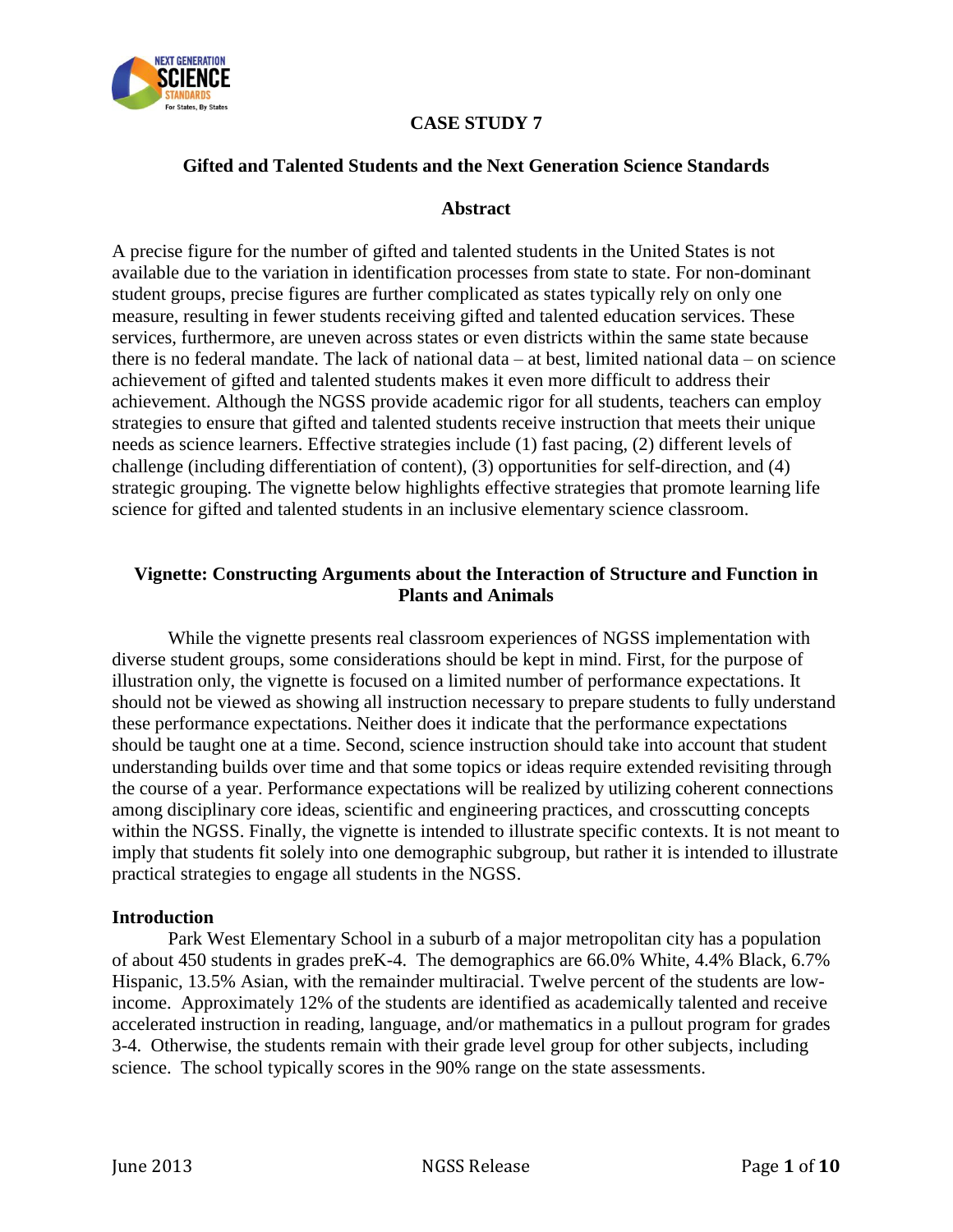# CASE STUDY 7

## Gifted and Talented Students and the Next Generation Science Standards

### Abstract

A precise figure for the number of gifted and talented students in the United States is not available due to the variation in identification processes from state to state. For non-dominant student groups, precise figures are further complicated as states typically rely on only one measure, resulting in fewer students receiving gifted and talented education services. These services, furthermore, are uneven across states or even districts within the same state because there is no federal mandate. The lack of national data – at best, limited national data – on science achievement of gifted and talented students makes it even more difficult to address their achievement. Although the NGSS provide academic rigor for all students, teachers can employ strategies to ensure that gifted and talented students receive instruction that meets their unique needs as science learners. Effective strategies include (1) fast pacing, (2) different levels of challenge (including differentiation of content), (3) opportunities for self-direction, and (4) strategic grouping. The vignette below highlights effective strategies that promote learning life science for gifted and talented students in an inclusive elementary science classroom.

### Vignette: Constructing Arguments about the Interaction of Structure and Function in Plants and Animals

While the vignette presents real classroom experiences of NGSS implementation with diverse student groups, some considerations should be kept in mind. First, for the purpose of illustration only, the vignette is focused on a limited number of performance expectations. It should not be viewed as showing all instruction necessary to prepare students to fully understand these performance expectations. Neither does it indicate that the performance expectations should be taught one at a time. Second, science instruction should take into account that student understanding builds over time and that some topics or ideas require extended revisiting through the course of a year. Performance expectations will be realized by utilizing coherent connections among disciplinary core ideas, scientific and engineering practices, and crosscutting concepts within the NGSS. Finally, the vignette is intended to illustrate specific contexts. It is not meant to imply that students fit solely into one demographic subgroup, but rather it is intended to illustrate practical strategies to engage all students in the NGSS.

#### Introduction

Park West Elementary School in a suburb of a major metropolitan city has a population of about 450 students in grades preK-4. The demographics are 66.0% White, 4.4% Black, 6.7% Hispanic, 13.5% Asian, with the remainder multiracial. Twelve percent of the students are low-income. Approximately 12% of the students are identified as academically talented and receive accelerated instruction in reading, language, and/or mathematics in a pullout program for grades 3-4. Otherwise, the students remain with their grade level group for other subjects, including science. The school typically scores in the 90% range on the state assessments.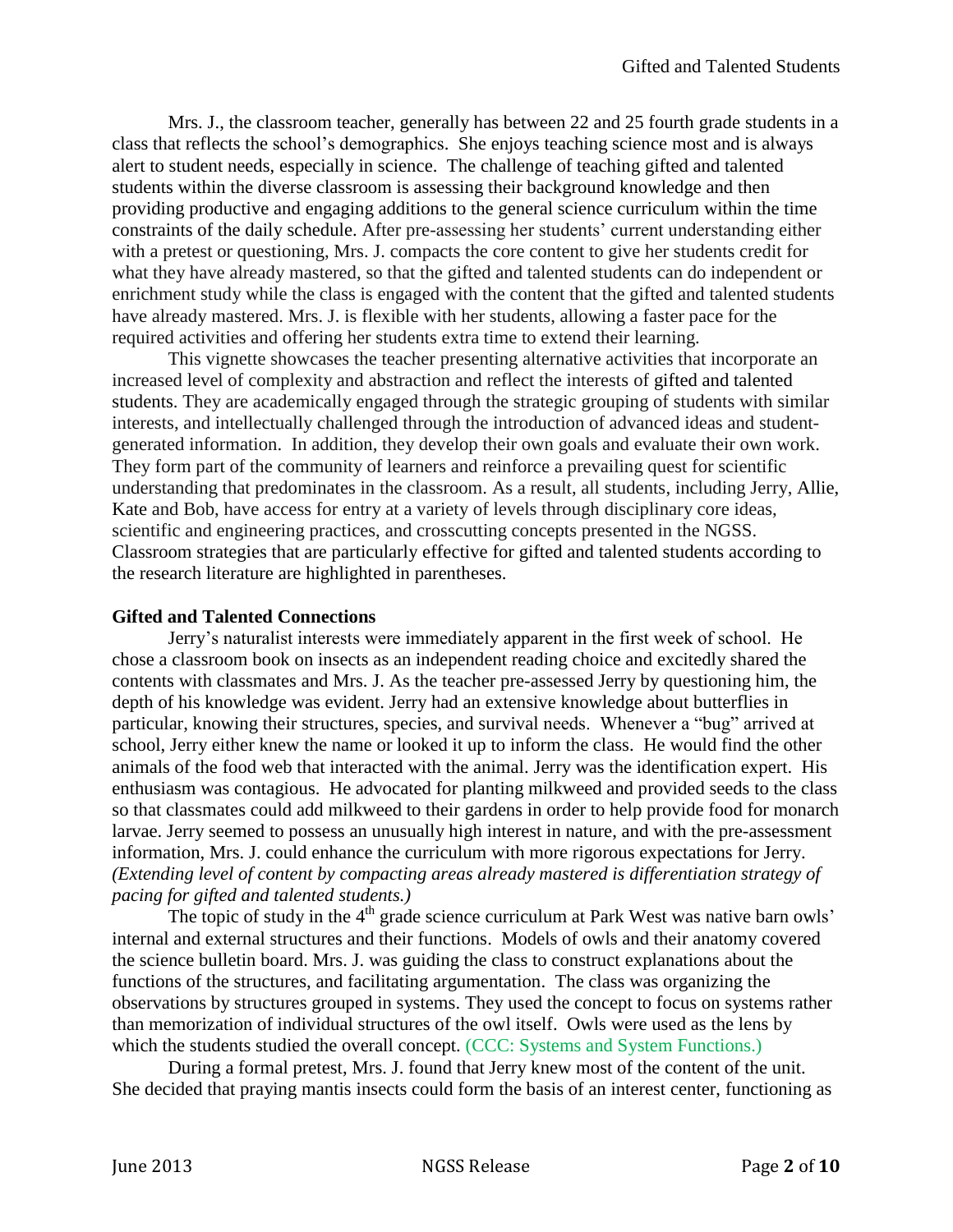Mrs. J., the classroom teacher, generally has between 22 and 25 fourth grade students in a class that reflects the school's demographics. She enjoys teaching science most and is always alert to student needs, especially in science. The challenge of teaching gifted and talented students within the diverse classroom is assessing their background knowledge and then providing productive and engaging additions to the general science curriculum within the time constraints of the daily schedule. After pre-assessing her students' current understanding either with a pretest or questioning, Mrs. J. compacts the core content to give her students credit for what they have already mastered, so that the gifted and talented students can do independent or enrichment study while the class is engaged with the content that the gifted and talented students have already mastered. Mrs. J. is flexible with her students, allowing a faster pace for the required activities and offering her students extra time to extend their learning.

This vignette showcases the teacher presenting alternative activities that incorporate an increased level of complexity and abstraction and reflect the interests of gifted and talented students. They are academically engaged through the strategic grouping of students with similar interests, and intellectually challenged through the introduction of advanced ideas and student-generated information. In addition, they develop their own goals and evaluate their own work. They form part of the community of learners and reinforce a prevailing quest for scientific understanding that predominates in the classroom. As a result, all students, including Jerry, Allie, Kate and Bob, have access for entry at a variety of levels through disciplinary core ideas, scientific and engineering practices, and crosscutting concepts presented in the NGSS. Classroom strategies that are particularly effective for gifted and talented students according to the research literature are highlighted in parentheses.

**Gifted and Talented Connections**

Jerry's naturalist interests were immediately apparent in the first week of school. He chose a classroom book on insects as an independent reading choice and excitedly shared the contents with classmates and Mrs. J. As the teacher pre-assessed Jerry by questioning him, the depth of his knowledge was evident. Jerry had an extensive knowledge about butterflies in particular, knowing their structures, species, and survival needs. Whenever a "bug" arrived at school, Jerry either knew the name or looked it up to inform the class. He would find the other animals of the food web that interacted with the animal. Jerry was the identification expert. His enthusiasm was contagious. He advocated for planting milkweed and provided seeds to the class so that classmates could add milkweed to their gardens in order to help provide food for monarch larvae. Jerry seemed to possess an unusually high interest in nature, and with the pre-assessment information, Mrs. J. could enhance the curriculum with more rigorous expectations for Jerry. *(Extending level of content by compacting areas already mastered is differentiation strategy of pacing for gifted and talented students.)*

The topic of study in the 4th grade science curriculum at Park West was native barn owls' internal and external structures and their functions. Models of owls and their anatomy covered the science bulletin board. Mrs. J. was guiding the class to construct explanations about the functions of the structures, and facilitating argumentation. The class was organizing the observations by structures grouped in systems. They used the concept to focus on systems rather than memorization of individual structures of the owl itself. Owls were used as the lens by which the students studied the overall concept. (CCC: Systems and System Functions.)

During a formal pretest, Mrs. J. found that Jerry knew most of the content of the unit. She decided that praying mantis insects could form the basis of an interest center, functioning as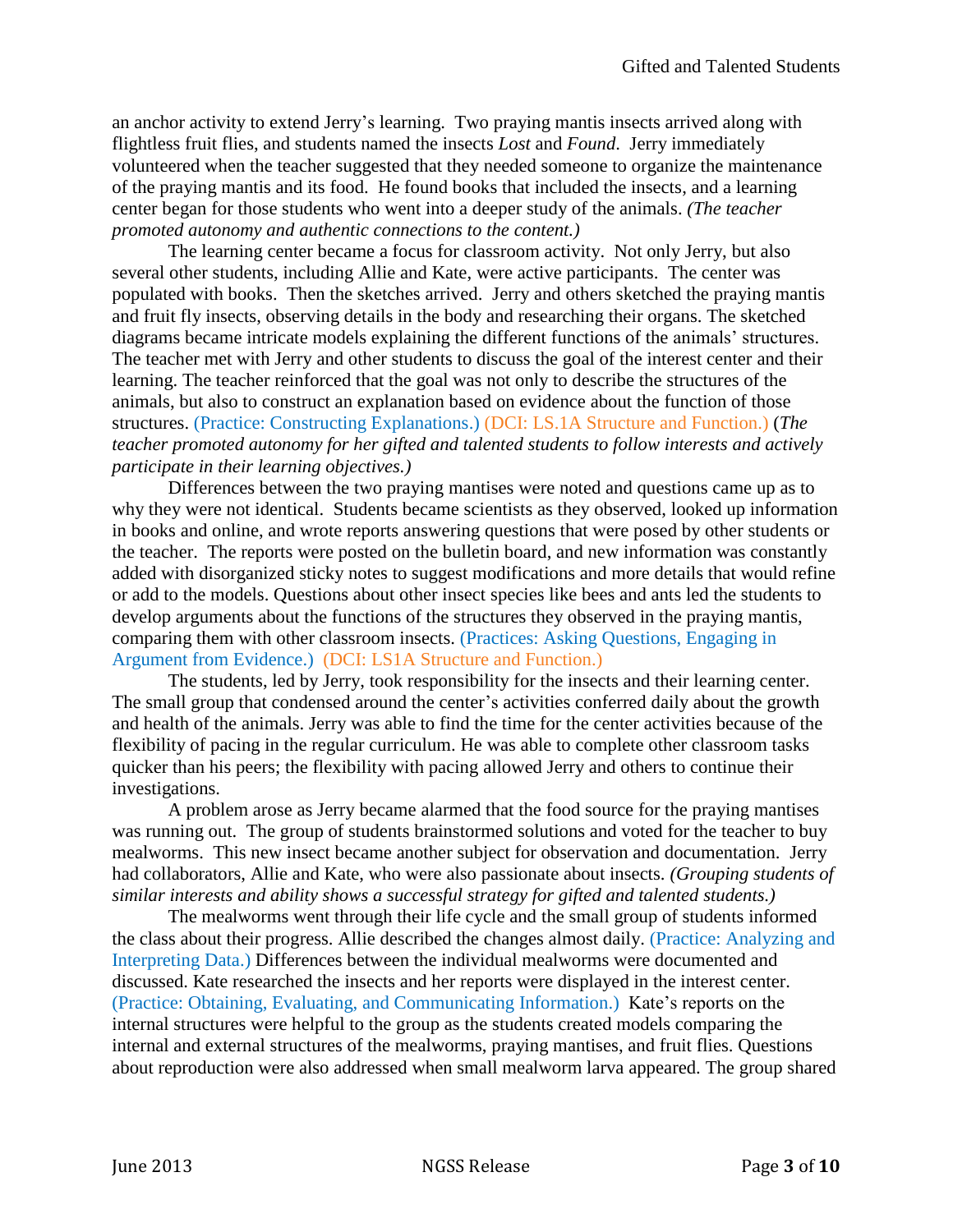an anchor activity to extend Jerry's learning. Two praying mantis insects arrived along with flightless fruit flies, and students named the insects *Lost* and *Found*. Jerry immediately volunteered when the teacher suggested that they needed someone to organize the maintenance of the praying mantis and its food. He found books that included the insects, and a learning center began for those students who went into a deeper study of the animals. *(The teacher promoted autonomy and authentic connections to the content.)*

The learning center became a focus for classroom activity. Not only Jerry, but also several other students, including Allie and Kate, were active participants. The center was populated with books. Then the sketches arrived. Jerry and others sketched the praying mantis and fruit fly insects, observing details in the body and researching their organs. The sketched diagrams became intricate models explaining the different functions of the animals' structures. The teacher met with Jerry and other students to discuss the goal of the interest center and their learning. The teacher reinforced that the goal was not only to describe the structures of the animals, but also to construct an explanation based on evidence about the function of those structures. (Practice: Constructing Explanations.) (DCI: LS.1A Structure and Function.) (*The teacher promoted autonomy for her gifted and talented students to follow interests and actively participate in their learning objectives.)*

Differences between the two praying mantises were noted and questions came up as to why they were not identical. Students became scientists as they observed, looked up information in books and online, and wrote reports answering questions that were posed by other students or the teacher. The reports were posted on the bulletin board, and new information was constantly added with disorganized sticky notes to suggest modifications and more details that would refine or add to the models. Questions about other insect species like bees and ants led the students to develop arguments about the functions of the structures they observed in the praying mantis, comparing them with other classroom insects. (Practices: Asking Questions, Engaging in Argument from Evidence.) (DCI: LS1A Structure and Function.)

The students, led by Jerry, took responsibility for the insects and their learning center. The small group that condensed around the center's activities conferred daily about the growth and health of the animals. Jerry was able to find the time for the center activities because of the flexibility of pacing in the regular curriculum. He was able to complete other classroom tasks quicker than his peers; the flexibility with pacing allowed Jerry and others to continue their investigations.

A problem arose as Jerry became alarmed that the food source for the praying mantises was running out. The group of students brainstormed solutions and voted for the teacher to buy mealworms. This new insect became another subject for observation and documentation. Jerry had collaborators, Allie and Kate, who were also passionate about insects. *(Grouping students of similar interests and ability shows a successful strategy for gifted and talented students.)*

The mealworms went through their life cycle and the small group of students informed the class about their progress. Allie described the changes almost daily. (Practice: Analyzing and Interpreting Data.) Differences between the individual mealworms were documented and discussed. Kate researched the insects and her reports were displayed in the interest center. (Practice: Obtaining, Evaluating, and Communicating Information.) Kate's reports on the internal structures were helpful to the group as the students created models comparing the internal and external structures of the mealworms, praying mantises, and fruit flies. Questions about reproduction were also addressed when small mealworm larva appeared. The group shared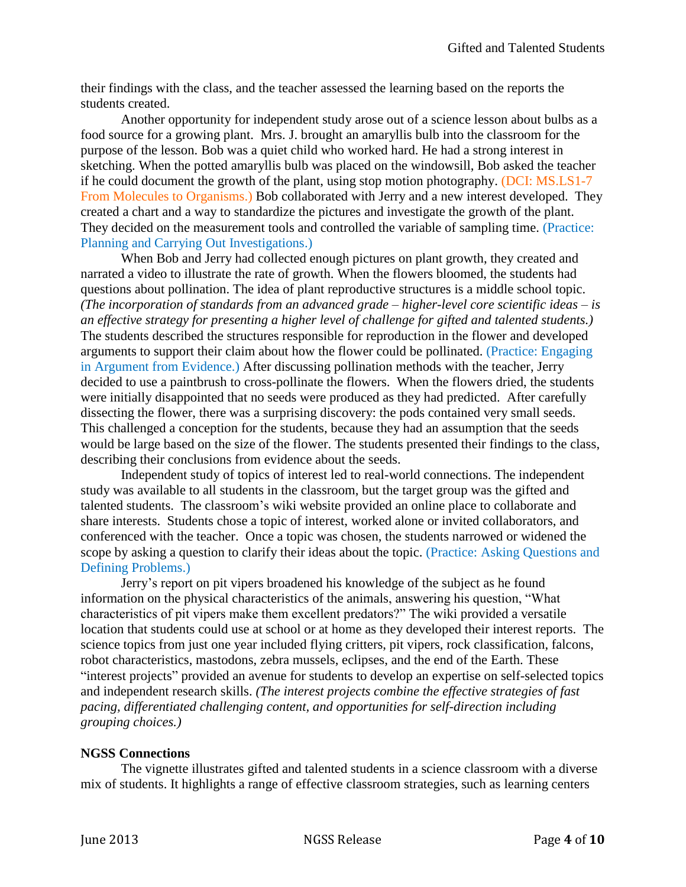their findings with the class, and the teacher assessed the learning based on the reports the students created.

Another opportunity for independent study arose out of a science lesson about bulbs as a food source for a growing plant. Mrs. J. brought an amaryllis bulb into the classroom for the purpose of the lesson. Bob was a quiet child who worked hard. He had a strong interest in sketching. When the potted amaryllis bulb was placed on the windowsill, Bob asked the teacher if he could document the growth of the plant, using stop motion photography. (DCI: MS.LS1-7 From Molecules to Organisms.) Bob collaborated with Jerry and a new interest developed. They created a chart and a way to standardize the pictures and investigate the growth of the plant. They decided on the measurement tools and controlled the variable of sampling time. (Practice: Planning and Carrying Out Investigations.)

When Bob and Jerry had collected enough pictures on plant growth, they created and narrated a video to illustrate the rate of growth. When the flowers bloomed, the students had questions about pollination. The idea of plant reproductive structures is a middle school topic. *(The incorporation of standards from an advanced grade – higher-level core scientific ideas – is an effective strategy for presenting a higher level of challenge for gifted and talented students.)* The students described the structures responsible for reproduction in the flower and developed arguments to support their claim about how the flower could be pollinated. (Practice: Engaging in Argument from Evidence.) After discussing pollination methods with the teacher, Jerry decided to use a paintbrush to cross-pollinate the flowers. When the flowers dried, the students were initially disappointed that no seeds were produced as they had predicted. After carefully dissecting the flower, there was a surprising discovery: the pods contained very small seeds. This challenged a conception for the students, because they had an assumption that the seeds would be large based on the size of the flower. The students presented their findings to the class, describing their conclusions from evidence about the seeds.

Independent study of topics of interest led to real-world connections. The independent study was available to all students in the classroom, but the target group was the gifted and talented students. The classroom's wiki website provided an online place to collaborate and share interests. Students chose a topic of interest, worked alone or invited collaborators, and conferenced with the teacher. Once a topic was chosen, the students narrowed or widened the scope by asking a question to clarify their ideas about the topic. (Practice: Asking Questions and Defining Problems.)

Jerry's report on pit vipers broadened his knowledge of the subject as he found information on the physical characteristics of the animals, answering his question, "What characteristics of pit vipers make them excellent predators?" The wiki provided a versatile location that students could use at school or at home as they developed their interest reports. The science topics from just one year included flying critters, pit vipers, rock classification, falcons, robot characteristics, mastodons, zebra mussels, eclipses, and the end of the Earth. These "interest projects" provided an avenue for students to develop an expertise on self-selected topics and independent research skills. *(The interest projects combine the effective strategies of fast pacing, differentiated challenging content, and opportunities for self-direction including grouping choices.)*

**NGSS Connections**

The vignette illustrates gifted and talented students in a science classroom with a diverse mix of students. It highlights a range of effective classroom strategies, such as learning centers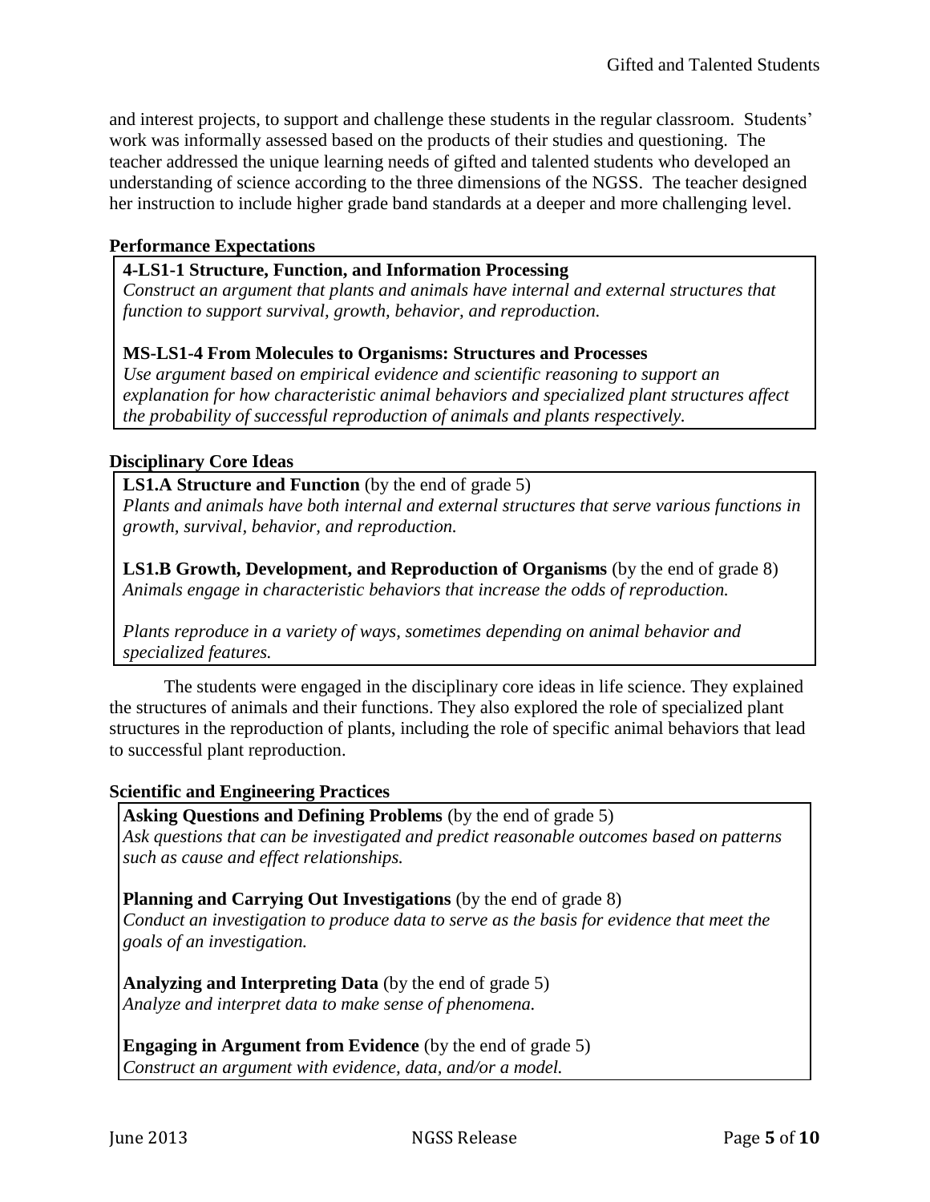and interest projects, to support and challenge these students in the regular classroom. Students' work was informally assessed based on the products of their studies and questioning. The teacher addressed the unique learning needs of gifted and talented students who developed an understanding of science according to the three dimensions of the NGSS. The teacher designed her instruction to include higher grade band standards at a deeper and more challenging level.

**Performance Expectations**

**4-LS1-1 Structure, Function, and Information Processing**
*Construct an argument that plants and animals have internal and external structures that function to support survival, growth, behavior, and reproduction.*

**MS-LS1-4 From Molecules to Organisms: Structures and Processes**
*Use argument based on empirical evidence and scientific reasoning to support an explanation for how characteristic animal behaviors and specialized plant structures affect the probability of successful reproduction of animals and plants respectively.*

**Disciplinary Core Ideas**

**LS1.A Structure and Function** (by the end of grade 5)
*Plants and animals have both internal and external structures that serve various functions in growth, survival, behavior, and reproduction.*

**LS1.B Growth, Development, and Reproduction of Organisms** (by the end of grade 8)
*Animals engage in characteristic behaviors that increase the odds of reproduction.*

*Plants reproduce in a variety of ways, sometimes depending on animal behavior and specialized features.*

The students were engaged in the disciplinary core ideas in life science. They explained the structures of animals and their functions. They also explored the role of specialized plant structures in the reproduction of plants, including the role of specific animal behaviors that lead to successful plant reproduction.

**Scientific and Engineering Practices**

**Asking Questions and Defining Problems** (by the end of grade 5)
*Ask questions that can be investigated and predict reasonable outcomes based on patterns such as cause and effect relationships.*

**Planning and Carrying Out Investigations** (by the end of grade 8)
*Conduct an investigation to produce data to serve as the basis for evidence that meet the goals of an investigation.*

**Analyzing and Interpreting Data** (by the end of grade 5)
*Analyze and interpret data to make sense of phenomena.*

**Engaging in Argument from Evidence** (by the end of grade 5)
*Construct an argument with evidence, data, and/or a model.*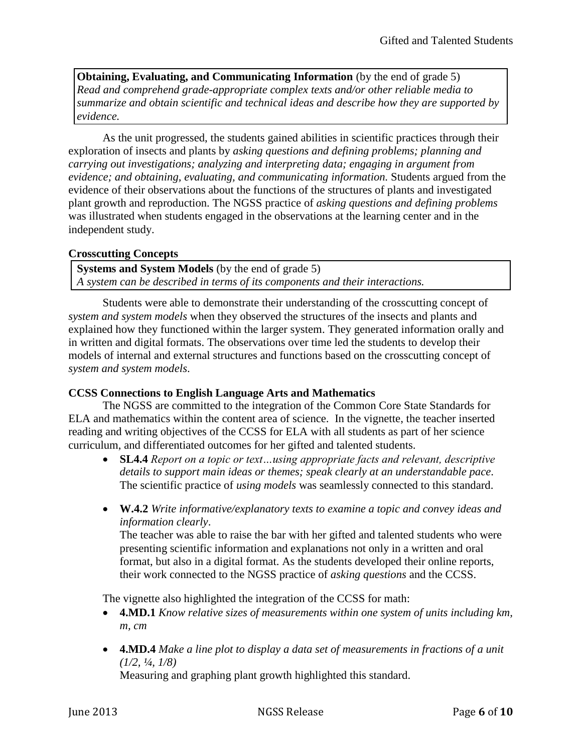**Obtaining, Evaluating, and Communicating Information** (by the end of grade 5)
*Read and comprehend grade-appropriate complex texts and/or other reliable media to summarize and obtain scientific and technical ideas and describe how they are supported by evidence.*

As the unit progressed, the students gained abilities in scientific practices through their exploration of insects and plants by *asking questions and defining problems; planning and carrying out investigations; analyzing and interpreting data; engaging in argument from evidence; and obtaining, evaluating, and communicating information.* Students argued from the evidence of their observations about the functions of the structures of plants and investigated plant growth and reproduction. The NGSS practice of *asking questions and defining problems* was illustrated when students engaged in the observations at the learning center and in the independent study.

**Crosscutting Concepts**

**Systems and System Models** (by the end of grade 5)
*A system can be described in terms of its components and their interactions.*

Students were able to demonstrate their understanding of the crosscutting concept of *system and system models* when they observed the structures of the insects and plants and explained how they functioned within the larger system. They generated information orally and in written and digital formats. The observations over time led the students to develop their models of internal and external structures and functions based on the crosscutting concept of *system and system models*.

**CCSS Connections to English Language Arts and Mathematics**

The NGSS are committed to the integration of the Common Core State Standards for ELA and mathematics within the content area of science. In the vignette, the teacher inserted reading and writing objectives of the CCSS for ELA with all students as part of her science curriculum, and differentiated outcomes for her gifted and talented students.

- **SL4.4** *Report on a topic or text…using appropriate facts and relevant, descriptive details to support main ideas or themes; speak clearly at an understandable pace*. The scientific practice of *using models* was seamlessly connected to this standard.

- **W.4.2** *Write informative/explanatory texts to examine a topic and convey ideas and information clearly*.
  The teacher was able to raise the bar with her gifted and talented students who were presenting scientific information and explanations not only in a written and oral format, but also in a digital format. As the students developed their online reports, their work connected to the NGSS practice of *asking questions* and the CCSS.

The vignette also highlighted the integration of the CCSS for math:

- **4.MD.1** *Know relative sizes of measurements within one system of units including km, m, cm*

- **4.MD.4** *Make a line plot to display a data set of measurements in fractions of a unit (1/2, ¼, 1/8)*
  Measuring and graphing plant growth highlighted this standard.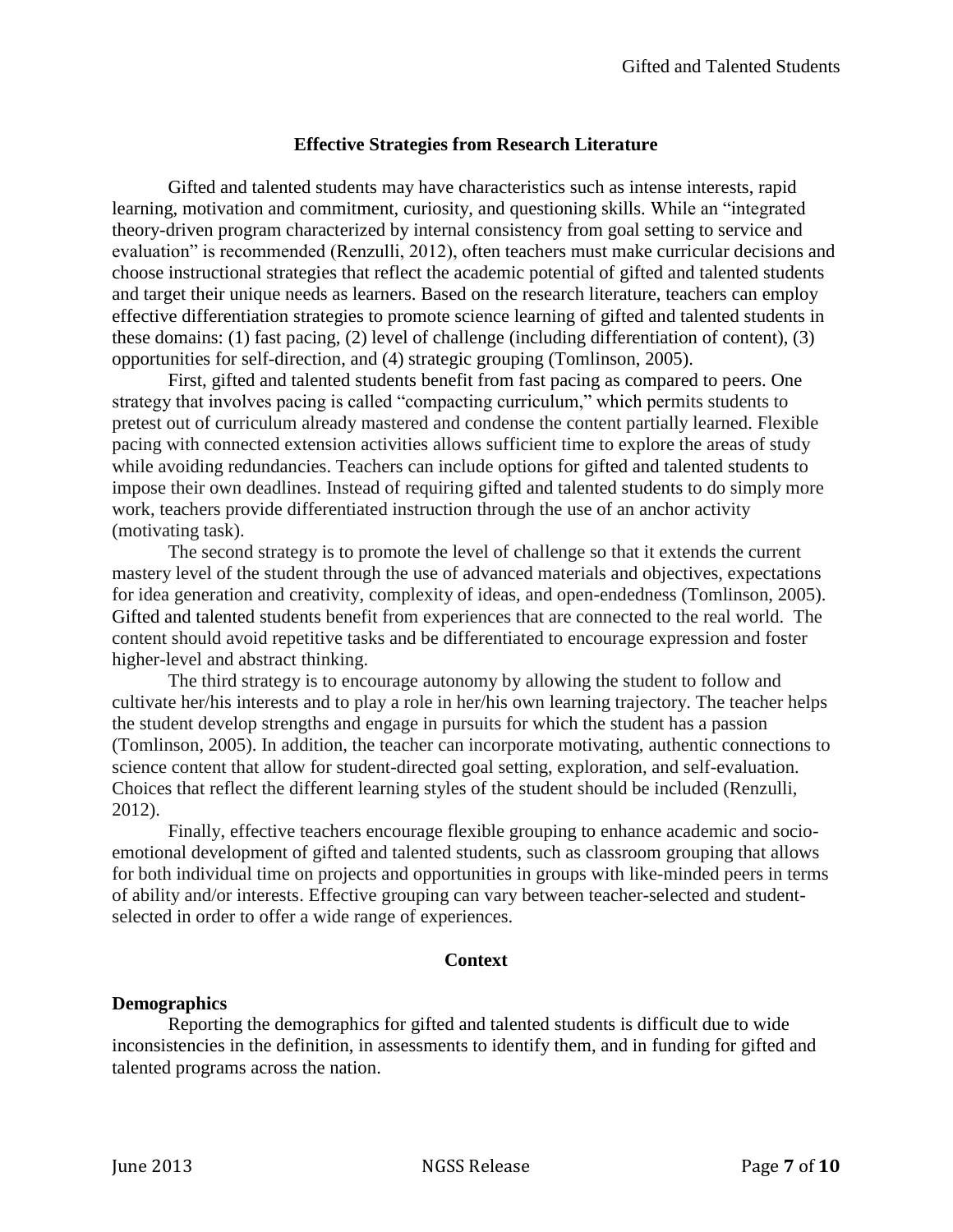## Effective Strategies from Research Literature

Gifted and talented students may have characteristics such as intense interests, rapid learning, motivation and commitment, curiosity, and questioning skills. While an "integrated theory-driven program characterized by internal consistency from goal setting to service and evaluation" is recommended (Renzulli, 2012), often teachers must make curricular decisions and choose instructional strategies that reflect the academic potential of gifted and talented students and target their unique needs as learners. Based on the research literature, teachers can employ effective differentiation strategies to promote science learning of gifted and talented students in these domains: (1) fast pacing, (2) level of challenge (including differentiation of content), (3) opportunities for self-direction, and (4) strategic grouping (Tomlinson, 2005).

First, gifted and talented students benefit from fast pacing as compared to peers. One strategy that involves pacing is called "compacting curriculum," which permits students to pretest out of curriculum already mastered and condense the content partially learned. Flexible pacing with connected extension activities allows sufficient time to explore the areas of study while avoiding redundancies. Teachers can include options for gifted and talented students to impose their own deadlines. Instead of requiring gifted and talented students to do simply more work, teachers provide differentiated instruction through the use of an anchor activity (motivating task).

The second strategy is to promote the level of challenge so that it extends the current mastery level of the student through the use of advanced materials and objectives, expectations for idea generation and creativity, complexity of ideas, and open-endedness (Tomlinson, 2005). Gifted and talented students benefit from experiences that are connected to the real world. The content should avoid repetitive tasks and be differentiated to encourage expression and foster higher-level and abstract thinking.

The third strategy is to encourage autonomy by allowing the student to follow and cultivate her/his interests and to play a role in her/his own learning trajectory. The teacher helps the student develop strengths and engage in pursuits for which the student has a passion (Tomlinson, 2005). In addition, the teacher can incorporate motivating, authentic connections to science content that allow for student-directed goal setting, exploration, and self-evaluation. Choices that reflect the different learning styles of the student should be included (Renzulli, 2012).

Finally, effective teachers encourage flexible grouping to enhance academic and socio-emotional development of gifted and talented students, such as classroom grouping that allows for both individual time on projects and opportunities in groups with like-minded peers in terms of ability and/or interests. Effective grouping can vary between teacher-selected and student-selected in order to offer a wide range of experiences.

## Context

### Demographics

Reporting the demographics for gifted and talented students is difficult due to wide inconsistencies in the definition, in assessments to identify them, and in funding for gifted and talented programs across the nation.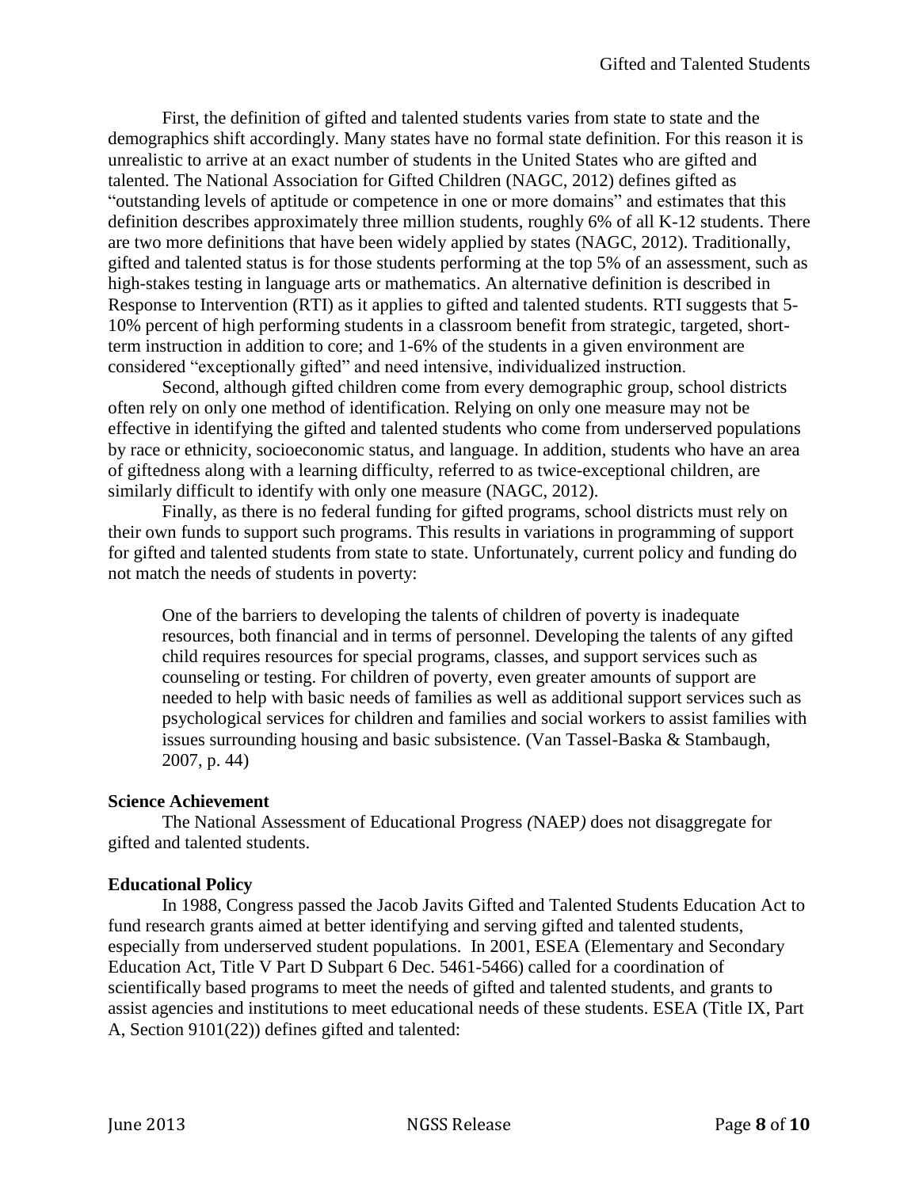First, the definition of gifted and talented students varies from state to state and the demographics shift accordingly. Many states have no formal state definition. For this reason it is unrealistic to arrive at an exact number of students in the United States who are gifted and talented. The National Association for Gifted Children (NAGC, 2012) defines gifted as "outstanding levels of aptitude or competence in one or more domains" and estimates that this definition describes approximately three million students, roughly 6% of all K-12 students. There are two more definitions that have been widely applied by states (NAGC, 2012). Traditionally, gifted and talented status is for those students performing at the top 5% of an assessment, such as high-stakes testing in language arts or mathematics. An alternative definition is described in Response to Intervention (RTI) as it applies to gifted and talented students. RTI suggests that 5-10% percent of high performing students in a classroom benefit from strategic, targeted, short-term instruction in addition to core; and 1-6% of the students in a given environment are considered "exceptionally gifted" and need intensive, individualized instruction.

Second, although gifted children come from every demographic group, school districts often rely on only one method of identification. Relying on only one measure may not be effective in identifying the gifted and talented students who come from underserved populations by race or ethnicity, socioeconomic status, and language. In addition, students who have an area of giftedness along with a learning difficulty, referred to as twice-exceptional children, are similarly difficult to identify with only one measure (NAGC, 2012).

Finally, as there is no federal funding for gifted programs, school districts must rely on their own funds to support such programs. This results in variations in programming of support for gifted and talented students from state to state. Unfortunately, current policy and funding do not match the needs of students in poverty:

> One of the barriers to developing the talents of children of poverty is inadequate resources, both financial and in terms of personnel. Developing the talents of any gifted child requires resources for special programs, classes, and support services such as counseling or testing. For children of poverty, even greater amounts of support are needed to help with basic needs of families as well as additional support services such as psychological services for children and families and social workers to assist families with issues surrounding housing and basic subsistence. (Van Tassel-Baska & Stambaugh, 2007, p. 44)

**Science Achievement**

The National Assessment of Educational Progress *(*NAEP*)* does not disaggregate for gifted and talented students.

**Educational Policy**

In 1988, Congress passed the Jacob Javits Gifted and Talented Students Education Act to fund research grants aimed at better identifying and serving gifted and talented students, especially from underserved student populations. In 2001, ESEA (Elementary and Secondary Education Act, Title V Part D Subpart 6 Dec. 5461-5466) called for a coordination of scientifically based programs to meet the needs of gifted and talented students, and grants to assist agencies and institutions to meet educational needs of these students. ESEA (Title IX, Part A, Section 9101(22)) defines gifted and talented: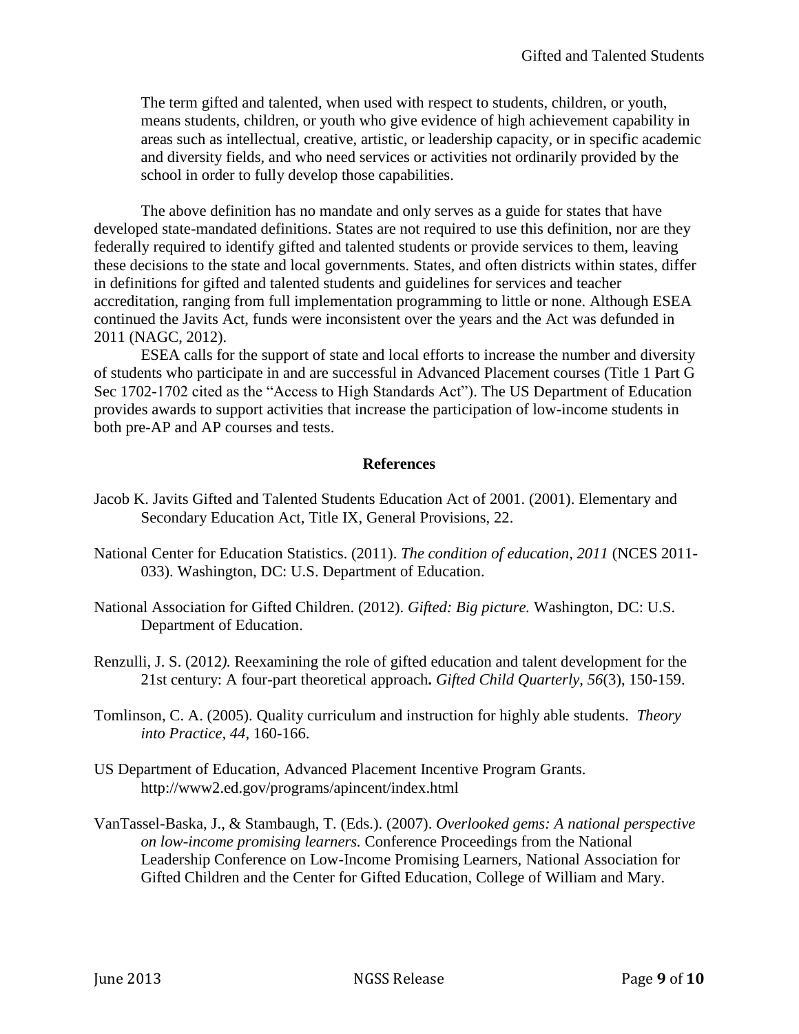> The term gifted and talented, when used with respect to students, children, or youth, means students, children, or youth who give evidence of high achievement capability in areas such as intellectual, creative, artistic, or leadership capacity, or in specific academic and diversity fields, and who need services or activities not ordinarily provided by the school in order to fully develop those capabilities.

The above definition has no mandate and only serves as a guide for states that have developed state-mandated definitions. States are not required to use this definition, nor are they federally required to identify gifted and talented students or provide services to them, leaving these decisions to the state and local governments. States, and often districts within states, differ in definitions for gifted and talented students and guidelines for services and teacher accreditation, ranging from full implementation programming to little or none. Although ESEA continued the Javits Act, funds were inconsistent over the years and the Act was defunded in 2011 (NAGC, 2012).

ESEA calls for the support of state and local efforts to increase the number and diversity of students who participate in and are successful in Advanced Placement courses (Title 1 Part G Sec 1702-1702 cited as the "Access to High Standards Act"). The US Department of Education provides awards to support activities that increase the participation of low-income students in both pre-AP and AP courses and tests.

## References

Jacob K. Javits Gifted and Talented Students Education Act of 2001. (2001). Elementary and Secondary Education Act, Title IX, General Provisions, 22.

National Center for Education Statistics. (2011). *The condition of education, 2011* (NCES 2011-033). Washington, DC: U.S. Department of Education.

National Association for Gifted Children. (2012). *Gifted: Big picture.* Washington, DC: U.S. Department of Education.

Renzulli, J. S. (2012). Reexamining the role of gifted education and talent development for the 21st century: A four-part theoretical approach. *Gifted Child Quarterly, 56*(3), 150-159.

Tomlinson, C. A. (2005). Quality curriculum and instruction for highly able students. *Theory into Practice, 44*, 160-166.

US Department of Education, Advanced Placement Incentive Program Grants. http://www2.ed.gov/programs/apincent/index.html

VanTassel-Baska, J., & Stambaugh, T. (Eds.). (2007). *Overlooked gems: A national perspective on low-income promising learners.* Conference Proceedings from the National Leadership Conference on Low-Income Promising Learners, National Association for Gifted Children and the Center for Gifted Education, College of William and Mary.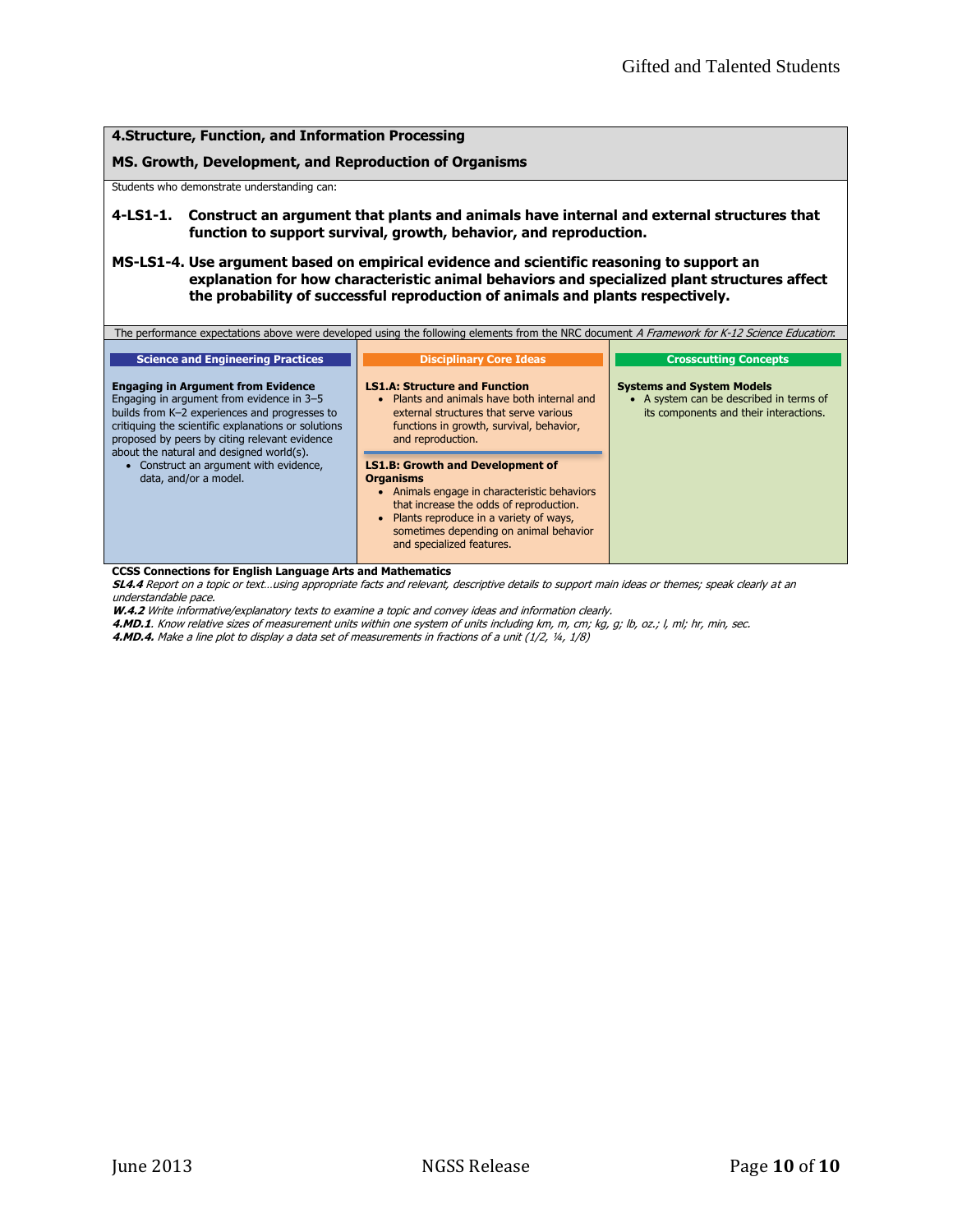**4.Structure, Function, and Information Processing**

**MS. Growth, Development, and Reproduction of Organisms**

Students who demonstrate understanding can:

**4-LS1-1. Construct an argument that plants and animals have internal and external structures that function to support survival, growth, behavior, and reproduction.**

**MS-LS1-4. Use argument based on empirical evidence and scientific reasoning to support an explanation for how characteristic animal behaviors and specialized plant structures affect the probability of successful reproduction of animals and plants respectively.**

The performance expectations above were developed using the following elements from the NRC document *A Framework for K-12 Science Education*:

| Science and Engineering Practices | Disciplinary Core Ideas | Crosscutting Concepts |
|---|---|---|
| **Engaging in Argument from Evidence**<br>Engaging in argument from evidence in 3–5 builds from K–2 experiences and progresses to critiquing the scientific explanations or solutions proposed by peers by citing relevant evidence about the natural and designed world(s).<br>• Construct an argument with evidence, data, and/or a model. | **LS1.A: Structure and Function**<br>• Plants and animals have both internal and external structures that serve various functions in growth, survival, behavior, and reproduction.<br><br>**LS1.B: Growth and Development of Organisms**<br>• Animals engage in characteristic behaviors that increase the odds of reproduction.<br>• Plants reproduce in a variety of ways, sometimes depending on animal behavior and specialized features. | **Systems and System Models**<br>• A system can be described in terms of its components and their interactions. |

**CCSS Connections for English Language Arts and Mathematics**

***SL4.4*** *Report on a topic or text…using appropriate facts and relevant, descriptive details to support main ideas or themes; speak clearly at an understandable pace.*

***W.4.2*** *Write informative/explanatory texts to examine a topic and convey ideas and information clearly.*

***4.MD.1****. Know relative sizes of measurement units within one system of units including km, m, cm; kg, g; lb, oz.; l, ml; hr, min, sec.*

***4.MD.4.*** *Make a line plot to display a data set of measurements in fractions of a unit (1/2, ¼, 1/8)*